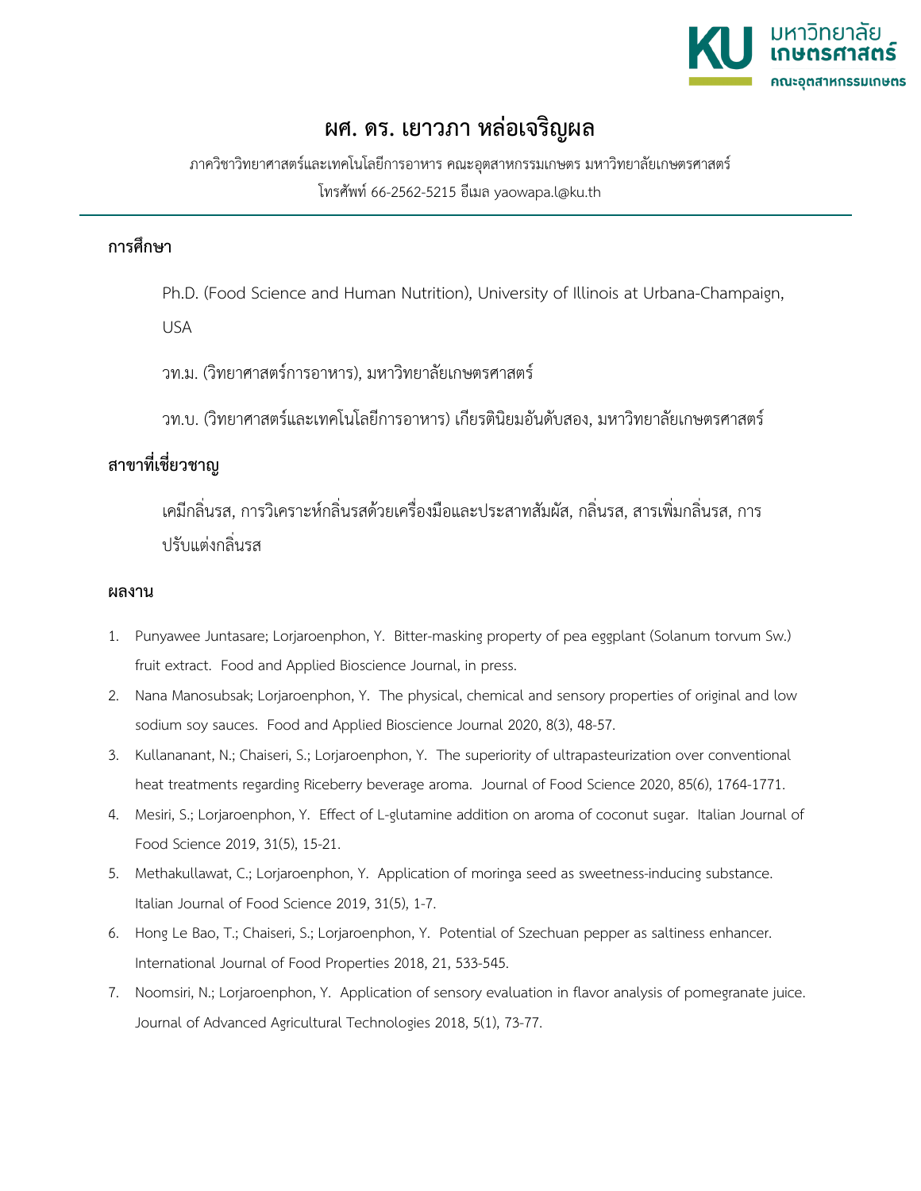# ผศ. ดร. เยาวภา หล่อเจริญผล

ภาควิชาวิทยาศาสตร์และเทคโนโลยีการอาหาร คณะอุตสาหกรรมเกษตร มหาวิทยาลัยเกษตรศาสตร์

โทรศัพท์ 66-2562-5215 อีเมล yaowapa.l@ku.th

## การศึกษา

Ph.D. (Food Science and Human Nutrition), University of Illinois at Urbana-Champaign, USA

วท.ม. (วิทยาศาสตร์การอาหาร), มหาวิทยาลัยเกษตรศาสตร์

วท.บ. (วิทยาศาสตร์และเทคโนโลยีการอาหาร) เกียรตินิยมอันดับสอง, มหาวิทยาลัยเกษตรศาสตร์

## สาขาที่เชี่ยวชาญ

เคมีกลิ่นรส, การวิเคราะห์กลิ่นรสด้วยเครื่องมือและประสาทสัมผัส, กลิ่นรส, สารเพิ่มกลิ่นรส, การปรับแต่งกลิ่นรส

## ผลงาน

1. Punyawee Juntasare; Lorjaroenphon, Y. Bitter-masking property of pea eggplant (Solanum torvum Sw.) fruit extract. Food and Applied Bioscience Journal, in press.
2. Nana Manosubsak; Lorjaroenphon, Y. The physical, chemical and sensory properties of original and low sodium soy sauces. Food and Applied Bioscience Journal 2020, 8(3), 48-57.
3. Kullananant, N.; Chaiseri, S.; Lorjaroenphon, Y. The superiority of ultrapasteurization over conventional heat treatments regarding Riceberry beverage aroma. Journal of Food Science 2020, 85(6), 1764-1771.
4. Mesiri, S.; Lorjaroenphon, Y. Effect of L-glutamine addition on aroma of coconut sugar. Italian Journal of Food Science 2019, 31(5), 15-21.
5. Methakullawat, C.; Lorjaroenphon, Y. Application of moringa seed as sweetness-inducing substance. Italian Journal of Food Science 2019, 31(5), 1-7.
6. Hong Le Bao, T.; Chaiseri, S.; Lorjaroenphon, Y. Potential of Szechuan pepper as saltiness enhancer. International Journal of Food Properties 2018, 21, 533-545.
7. Noomsiri, N.; Lorjaroenphon, Y. Application of sensory evaluation in flavor analysis of pomegranate juice. Journal of Advanced Agricultural Technologies 2018, 5(1), 73-77.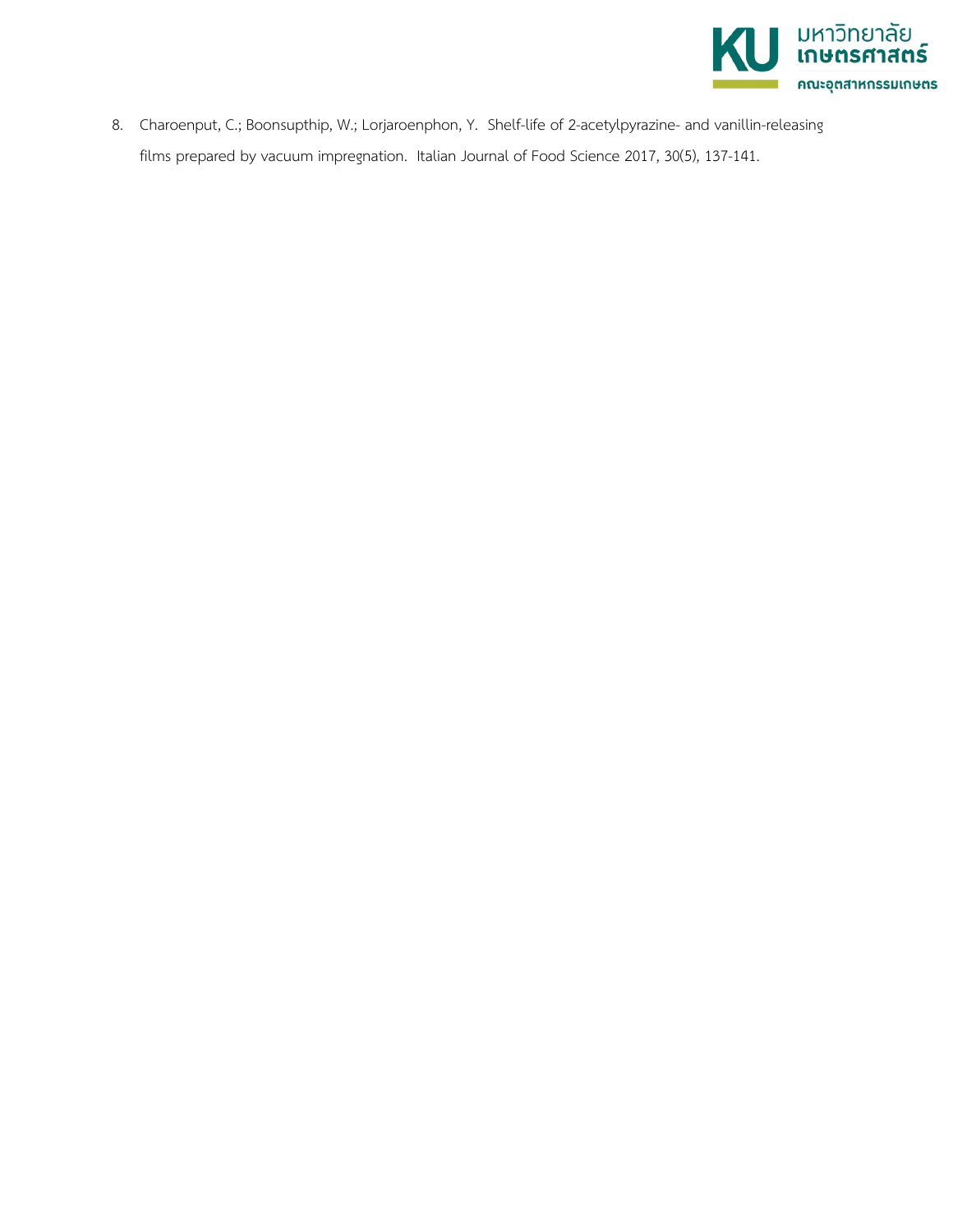8. Charoenput, C.; Boonsupthip, W.; Lorjaroenphon, Y. Shelf-life of 2-acetylpyrazine- and vanillin-releasing films prepared by vacuum impregnation. Italian Journal of Food Science 2017, 30(5), 137-141.